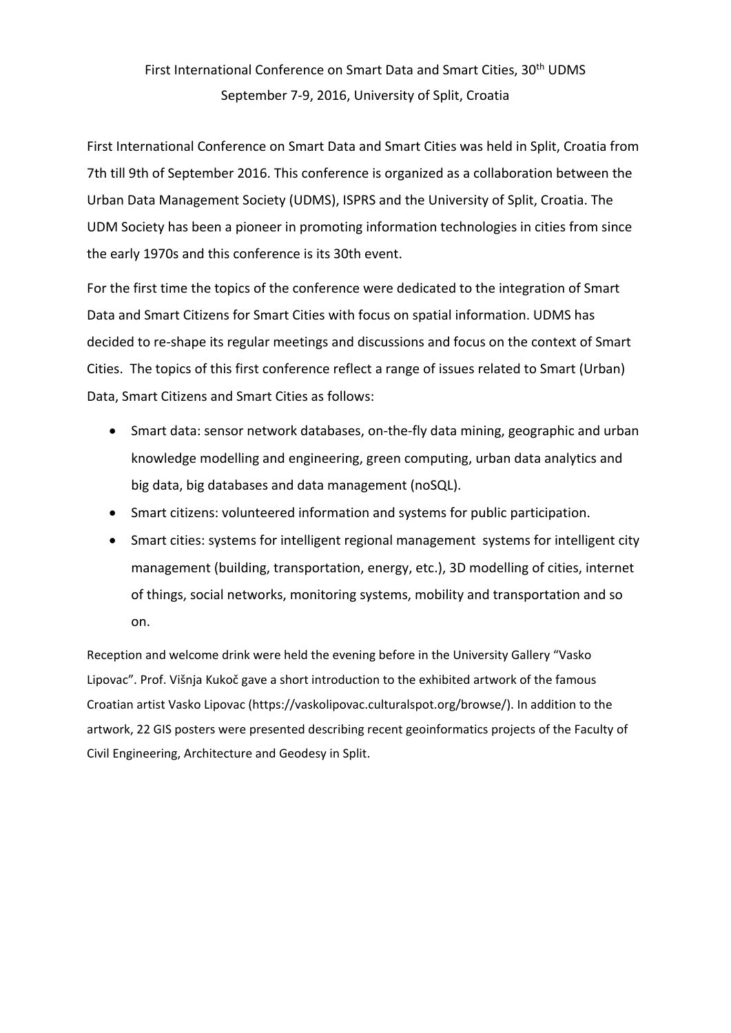First International Conference on Smart Data and Smart Cities, 30th UDMS
September 7-9, 2016, University of Split, Croatia

First International Conference on Smart Data and Smart Cities was held in Split, Croatia from 7th till 9th of September 2016. This conference is organized as a collaboration between the Urban Data Management Society (UDMS), ISPRS and the University of Split, Croatia. The UDM Society has been a pioneer in promoting information technologies in cities from since the early 1970s and this conference is its 30th event.

For the first time the topics of the conference were dedicated to the integration of Smart Data and Smart Citizens for Smart Cities with focus on spatial information. UDMS has decided to re-shape its regular meetings and discussions and focus on the context of Smart Cities. The topics of this first conference reflect a range of issues related to Smart (Urban) Data, Smart Citizens and Smart Cities as follows:

- Smart data: sensor network databases, on-the-fly data mining, geographic and urban knowledge modelling and engineering, green computing, urban data analytics and big data, big databases and data management (noSQL).
- Smart citizens: volunteered information and systems for public participation.
- Smart cities: systems for intelligent regional management systems for intelligent city management (building, transportation, energy, etc.), 3D modelling of cities, internet of things, social networks, monitoring systems, mobility and transportation and so on.

Reception and welcome drink were held the evening before in the University Gallery "Vasko Lipovac". Prof. Višnja Kukoč gave a short introduction to the exhibited artwork of the famous Croatian artist Vasko Lipovac (https://vaskolipovac.culturalspot.org/browse/). In addition to the artwork, 22 GIS posters were presented describing recent geoinformatics projects of the Faculty of Civil Engineering, Architecture and Geodesy in Split.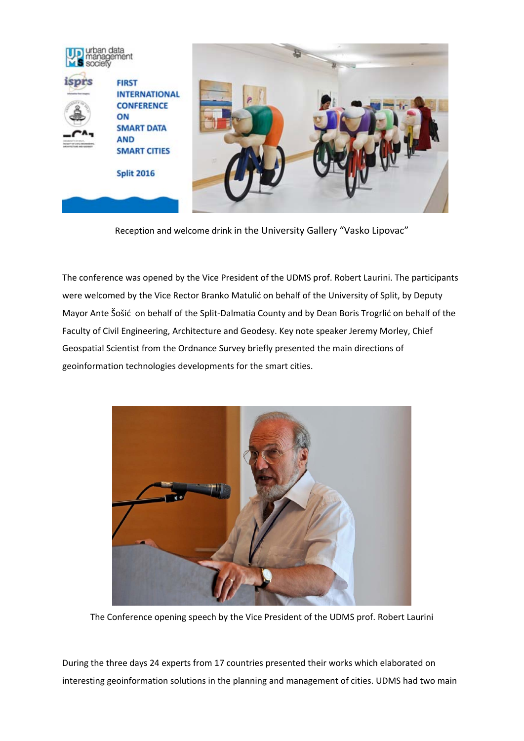Reception and welcome drink in the University Gallery "Vasko Lipovac"

The conference was opened by the Vice President of the UDMS prof. Robert Laurini. The participants were welcomed by the Vice Rector Branko Matulić on behalf of the University of Split, by Deputy Mayor Ante Šošić on behalf of the Split-Dalmatia County and by Dean Boris Trogrlić on behalf of the Faculty of Civil Engineering, Architecture and Geodesy. Key note speaker Jeremy Morley, Chief Geospatial Scientist from the Ordnance Survey briefly presented the main directions of geoinformation technologies developments for the smart cities.

The Conference opening speech by the Vice President of the UDMS prof. Robert Laurini

During the three days 24 experts from 17 countries presented their works which elaborated on interesting geoinformation solutions in the planning and management of cities. UDMS had two main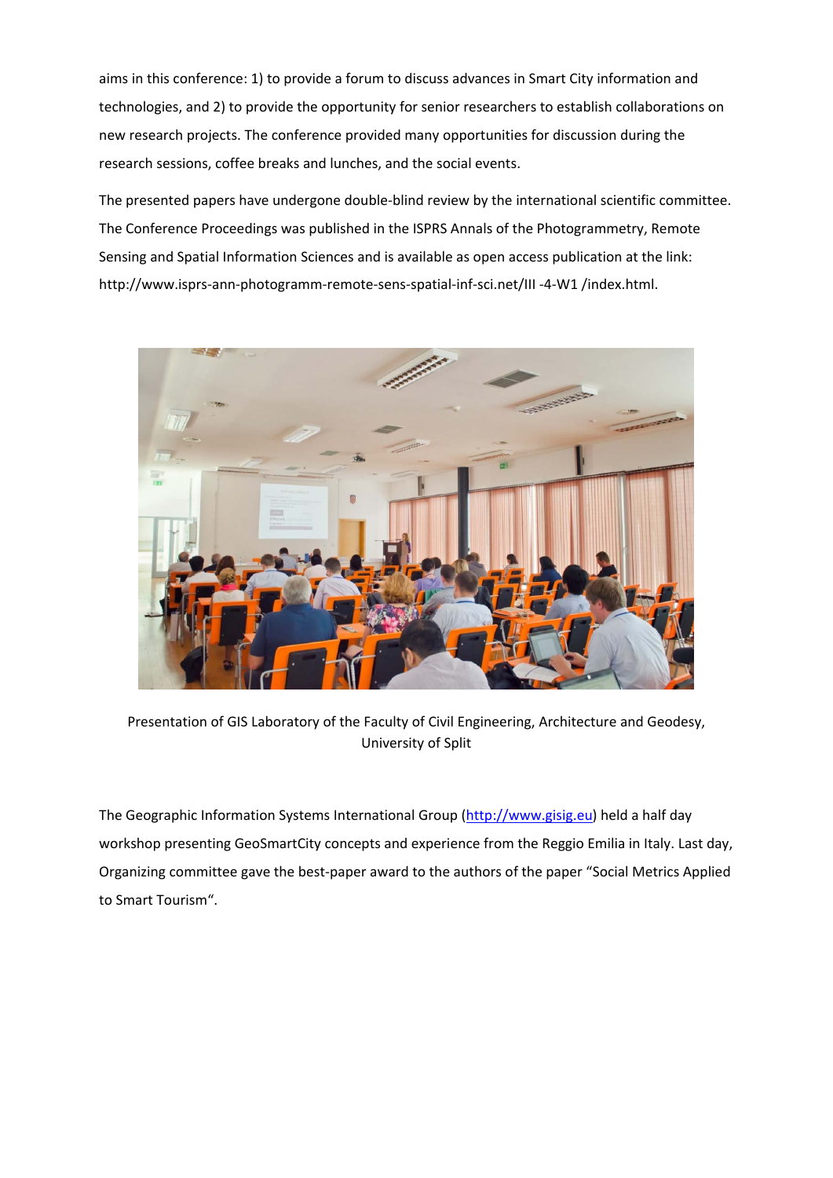aims in this conference: 1) to provide a forum to discuss advances in Smart City information and technologies, and 2) to provide the opportunity for senior researchers to establish collaborations on new research projects. The conference provided many opportunities for discussion during the research sessions, coffee breaks and lunches, and the social events.

The presented papers have undergone double-blind review by the international scientific committee. The Conference Proceedings was published in the ISPRS Annals of the Photogrammetry, Remote Sensing and Spatial Information Sciences and is available as open access publication at the link: http://www.isprs-ann-photogramm-remote-sens-spatial-inf-sci.net/III -4-W1 /index.html.

Presentation of GIS Laboratory of the Faculty of Civil Engineering, Architecture and Geodesy, University of Split

The Geographic Information Systems International Group (http://www.gisig.eu) held a half day workshop presenting GeoSmartCity concepts and experience from the Reggio Emilia in Italy. Last day, Organizing committee gave the best-paper award to the authors of the paper "Social Metrics Applied to Smart Tourism".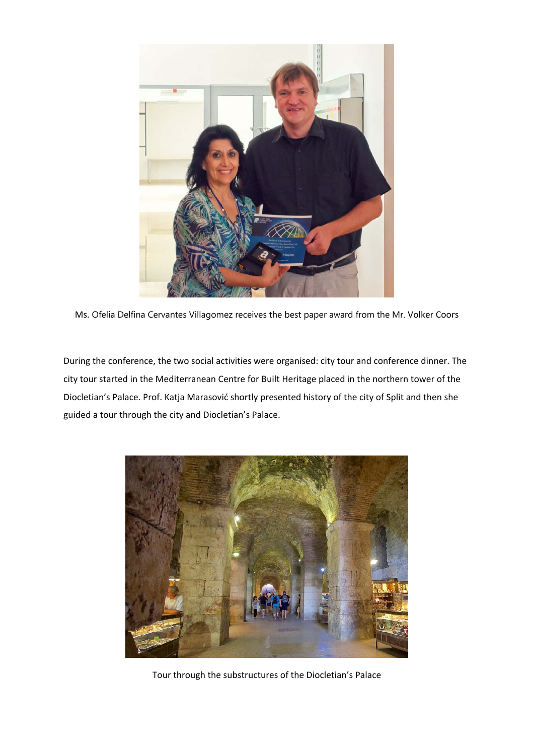Ms. Ofelia Delfina Cervantes Villagomez receives the best paper award from the Mr. Volker Coors

During the conference, the two social activities were organised: city tour and conference dinner. The city tour started in the Mediterranean Centre for Built Heritage placed in the northern tower of the Diocletian's Palace. Prof. Katja Marasović shortly presented history of the city of Split and then she guided a tour through the city and Diocletian's Palace.

Tour through the substructures of the Diocletian's Palace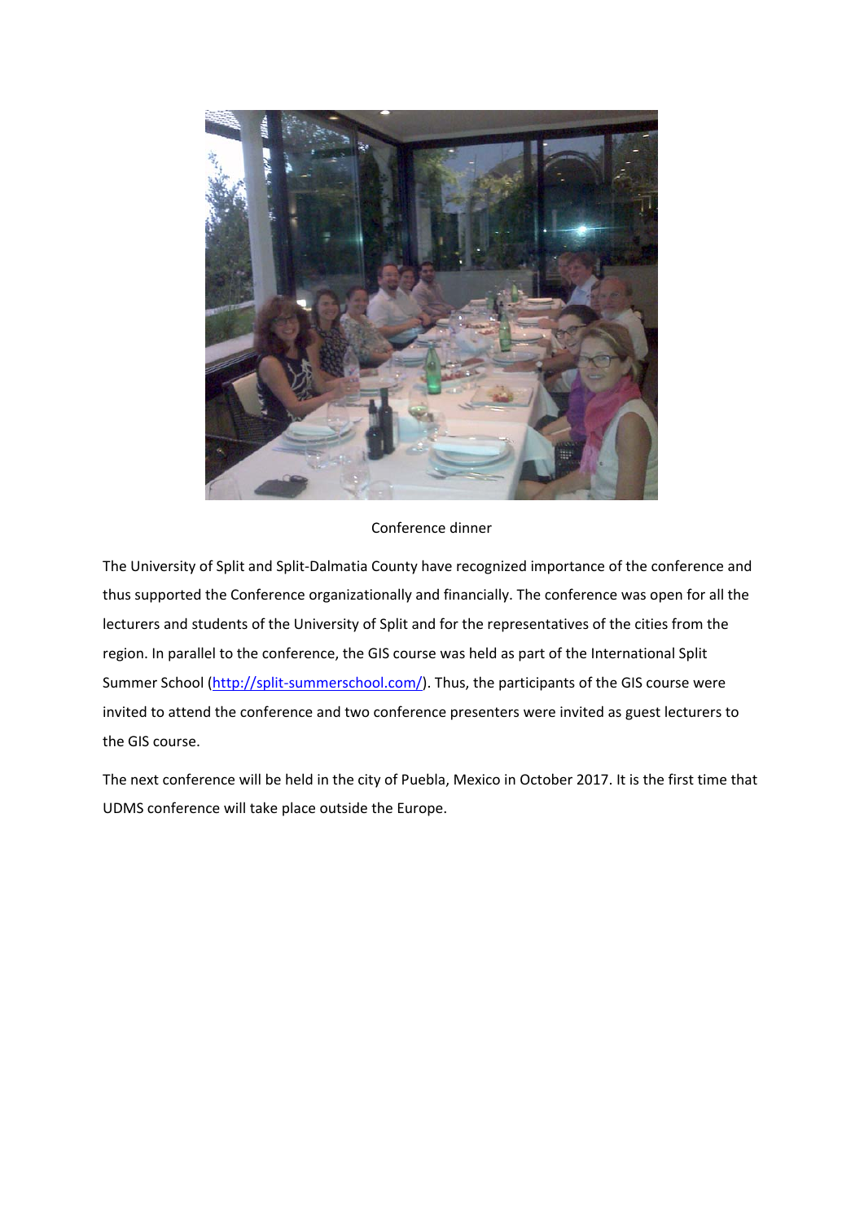Conference dinner

The University of Split and Split-Dalmatia County have recognized importance of the conference and thus supported the Conference organizationally and financially. The conference was open for all the lecturers and students of the University of Split and for the representatives of the cities from the region. In parallel to the conference, the GIS course was held as part of the International Split Summer School (http://split-summerschool.com/). Thus, the participants of the GIS course were invited to attend the conference and two conference presenters were invited as guest lecturers to the GIS course.

The next conference will be held in the city of Puebla, Mexico in October 2017. It is the first time that UDMS conference will take place outside the Europe.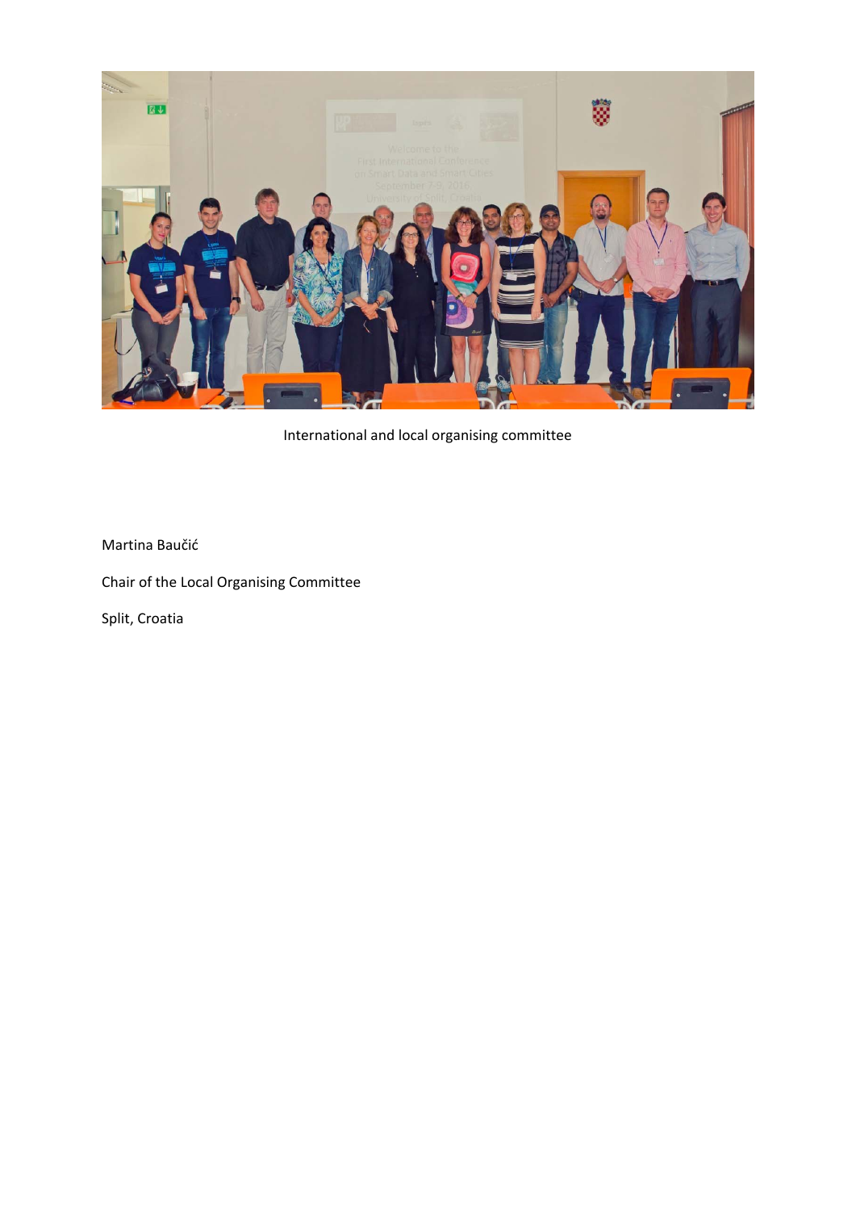International and local organising committee

Martina Baučić

Chair of the Local Organising Committee

Split, Croatia